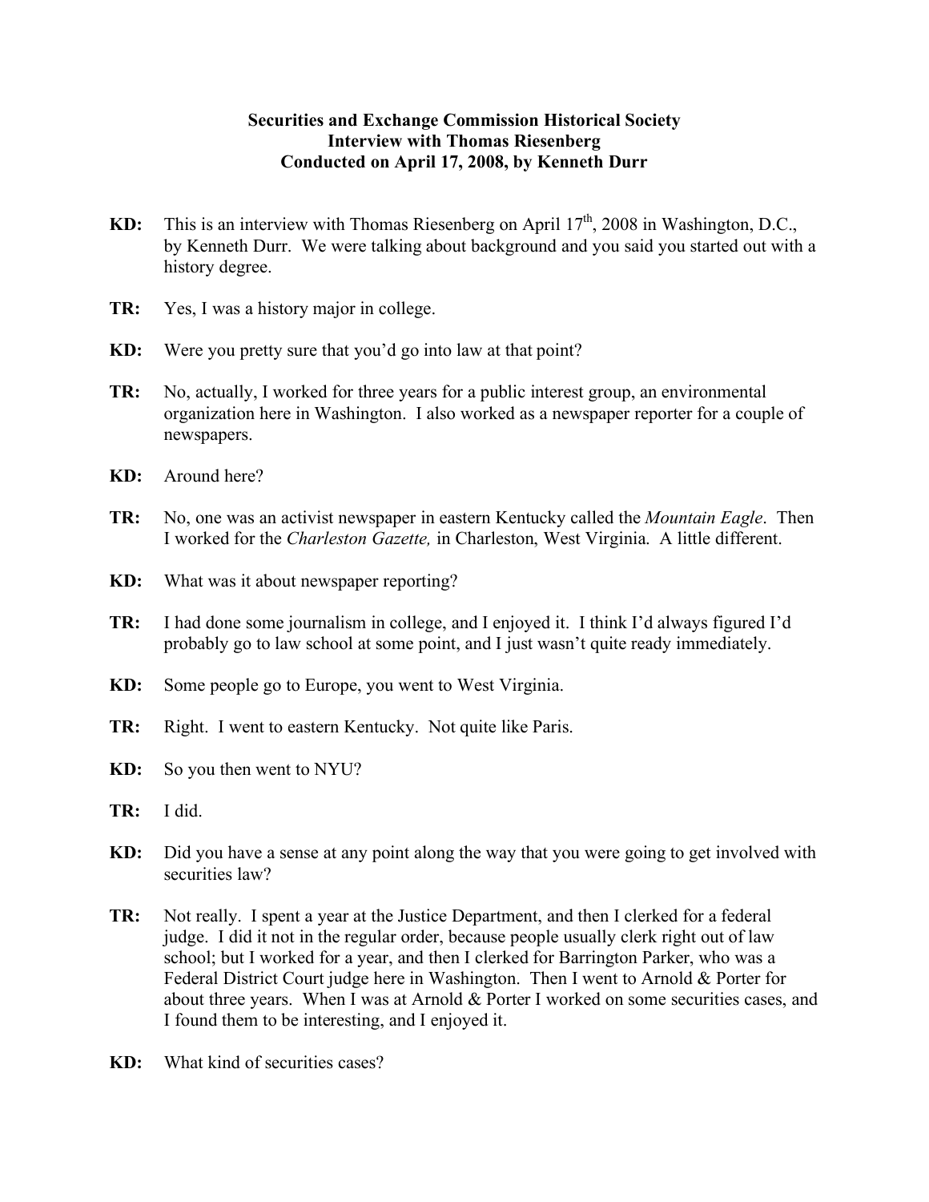**Securities and Exchange Commission Historical Society**
**Interview with Thomas Riesenberg**
**Conducted on April 17, 2008, by Kenneth Durr**

**KD:** This is an interview with Thomas Riesenberg on April 17th, 2008 in Washington, D.C., by Kenneth Durr. We were talking about background and you said you started out with a history degree.

**TR:** Yes, I was a history major in college.

**KD:** Were you pretty sure that you'd go into law at that point?

**TR:** No, actually, I worked for three years for a public interest group, an environmental organization here in Washington. I also worked as a newspaper reporter for a couple of newspapers.

**KD:** Around here?

**TR:** No, one was an activist newspaper in eastern Kentucky called the *Mountain Eagle*. Then I worked for the *Charleston Gazette,* in Charleston, West Virginia. A little different.

**KD:** What was it about newspaper reporting?

**TR:** I had done some journalism in college, and I enjoyed it. I think I'd always figured I'd probably go to law school at some point, and I just wasn't quite ready immediately.

**KD:** Some people go to Europe, you went to West Virginia.

**TR:** Right. I went to eastern Kentucky. Not quite like Paris.

**KD:** So you then went to NYU?

**TR:** I did.

**KD:** Did you have a sense at any point along the way that you were going to get involved with securities law?

**TR:** Not really. I spent a year at the Justice Department, and then I clerked for a federal judge. I did it not in the regular order, because people usually clerk right out of law school; but I worked for a year, and then I clerked for Barrington Parker, who was a Federal District Court judge here in Washington. Then I went to Arnold & Porter for about three years. When I was at Arnold & Porter I worked on some securities cases, and I found them to be interesting, and I enjoyed it.

**KD:** What kind of securities cases?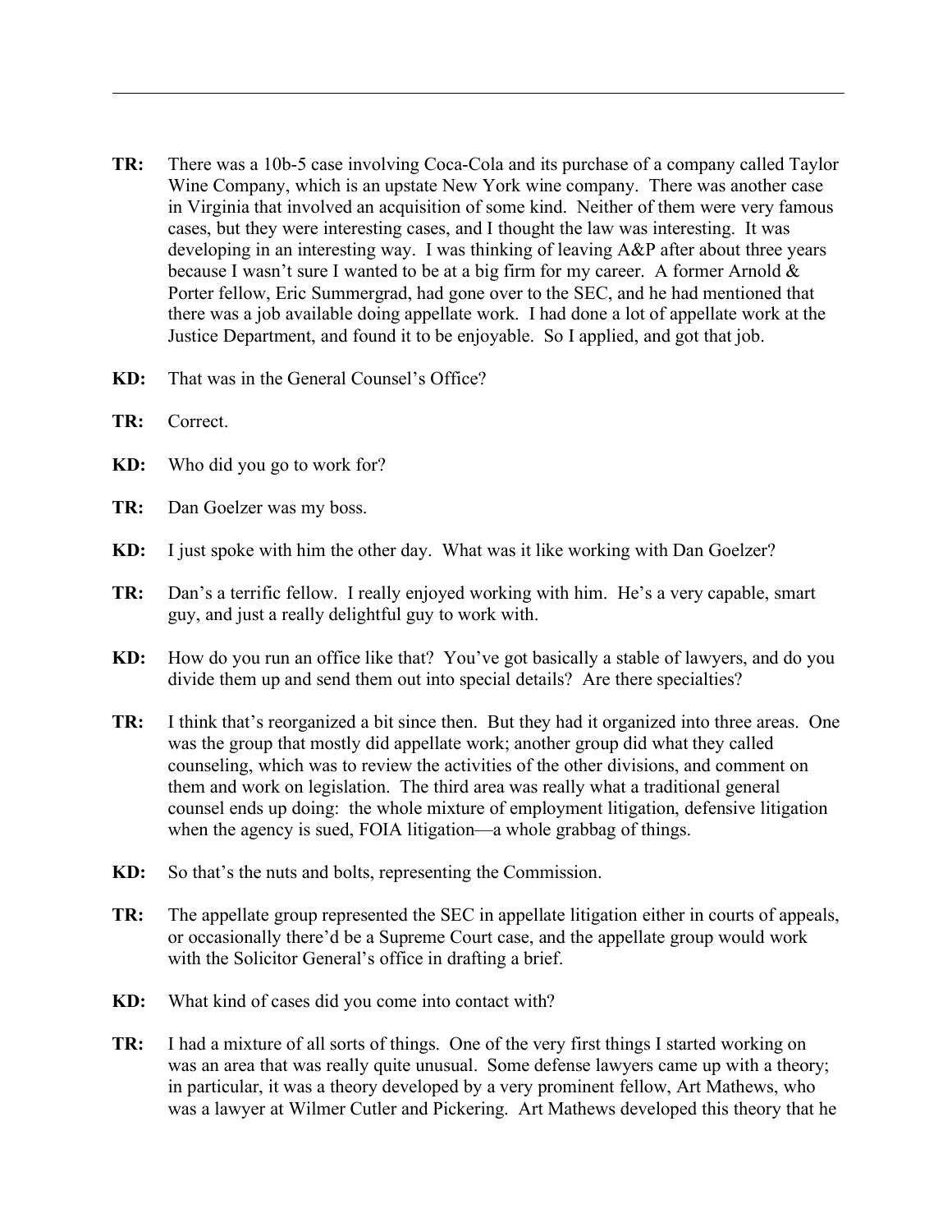**TR:** There was a 10b-5 case involving Coca-Cola and its purchase of a company called Taylor Wine Company, which is an upstate New York wine company. There was another case in Virginia that involved an acquisition of some kind. Neither of them were very famous cases, but they were interesting cases, and I thought the law was interesting. It was developing in an interesting way. I was thinking of leaving A&P after about three years because I wasn't sure I wanted to be at a big firm for my career. A former Arnold & Porter fellow, Eric Summergrad, had gone over to the SEC, and he had mentioned that there was a job available doing appellate work. I had done a lot of appellate work at the Justice Department, and found it to be enjoyable. So I applied, and got that job.

**KD:** That was in the General Counsel's Office?

**TR:** Correct.

**KD:** Who did you go to work for?

**TR:** Dan Goelzer was my boss.

**KD:** I just spoke with him the other day. What was it like working with Dan Goelzer?

**TR:** Dan's a terrific fellow. I really enjoyed working with him. He's a very capable, smart guy, and just a really delightful guy to work with.

**KD:** How do you run an office like that? You've got basically a stable of lawyers, and do you divide them up and send them out into special details? Are there specialties?

**TR:** I think that's reorganized a bit since then. But they had it organized into three areas. One was the group that mostly did appellate work; another group did what they called counseling, which was to review the activities of the other divisions, and comment on them and work on legislation. The third area was really what a traditional general counsel ends up doing: the whole mixture of employment litigation, defensive litigation when the agency is sued, FOIA litigation—a whole grabbag of things.

**KD:** So that's the nuts and bolts, representing the Commission.

**TR:** The appellate group represented the SEC in appellate litigation either in courts of appeals, or occasionally there'd be a Supreme Court case, and the appellate group would work with the Solicitor General's office in drafting a brief.

**KD:** What kind of cases did you come into contact with?

**TR:** I had a mixture of all sorts of things. One of the very first things I started working on was an area that was really quite unusual. Some defense lawyers came up with a theory; in particular, it was a theory developed by a very prominent fellow, Art Mathews, who was a lawyer at Wilmer Cutler and Pickering. Art Mathews developed this theory that he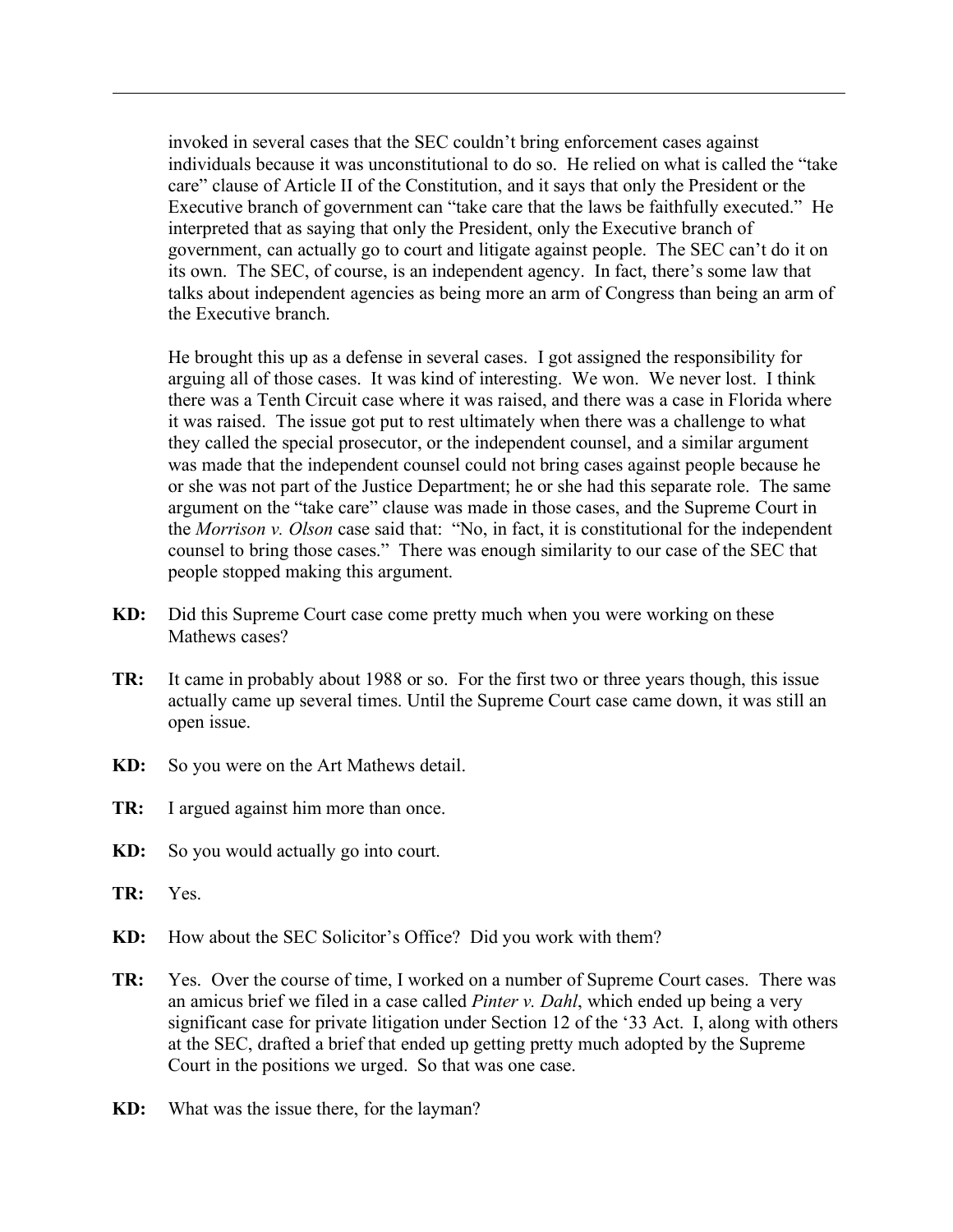invoked in several cases that the SEC couldn't bring enforcement cases against individuals because it was unconstitutional to do so. He relied on what is called the "take care" clause of Article II of the Constitution, and it says that only the President or the Executive branch of government can "take care that the laws be faithfully executed." He interpreted that as saying that only the President, only the Executive branch of government, can actually go to court and litigate against people. The SEC can't do it on its own. The SEC, of course, is an independent agency. In fact, there's some law that talks about independent agencies as being more an arm of Congress than being an arm of the Executive branch.

He brought this up as a defense in several cases. I got assigned the responsibility for arguing all of those cases. It was kind of interesting. We won. We never lost. I think there was a Tenth Circuit case where it was raised, and there was a case in Florida where it was raised. The issue got put to rest ultimately when there was a challenge to what they called the special prosecutor, or the independent counsel, and a similar argument was made that the independent counsel could not bring cases against people because he or she was not part of the Justice Department; he or she had this separate role. The same argument on the "take care" clause was made in those cases, and the Supreme Court in the *Morrison v. Olson* case said that: "No, in fact, it is constitutional for the independent counsel to bring those cases." There was enough similarity to our case of the SEC that people stopped making this argument.

**KD:** Did this Supreme Court case come pretty much when you were working on these Mathews cases?

**TR:** It came in probably about 1988 or so. For the first two or three years though, this issue actually came up several times. Until the Supreme Court case came down, it was still an open issue.

**KD:** So you were on the Art Mathews detail.

**TR:** I argued against him more than once.

**KD:** So you would actually go into court.

**TR:** Yes.

**KD:** How about the SEC Solicitor's Office? Did you work with them?

**TR:** Yes. Over the course of time, I worked on a number of Supreme Court cases. There was an amicus brief we filed in a case called *Pinter v. Dahl*, which ended up being a very significant case for private litigation under Section 12 of the '33 Act. I, along with others at the SEC, drafted a brief that ended up getting pretty much adopted by the Supreme Court in the positions we urged. So that was one case.

**KD:** What was the issue there, for the layman?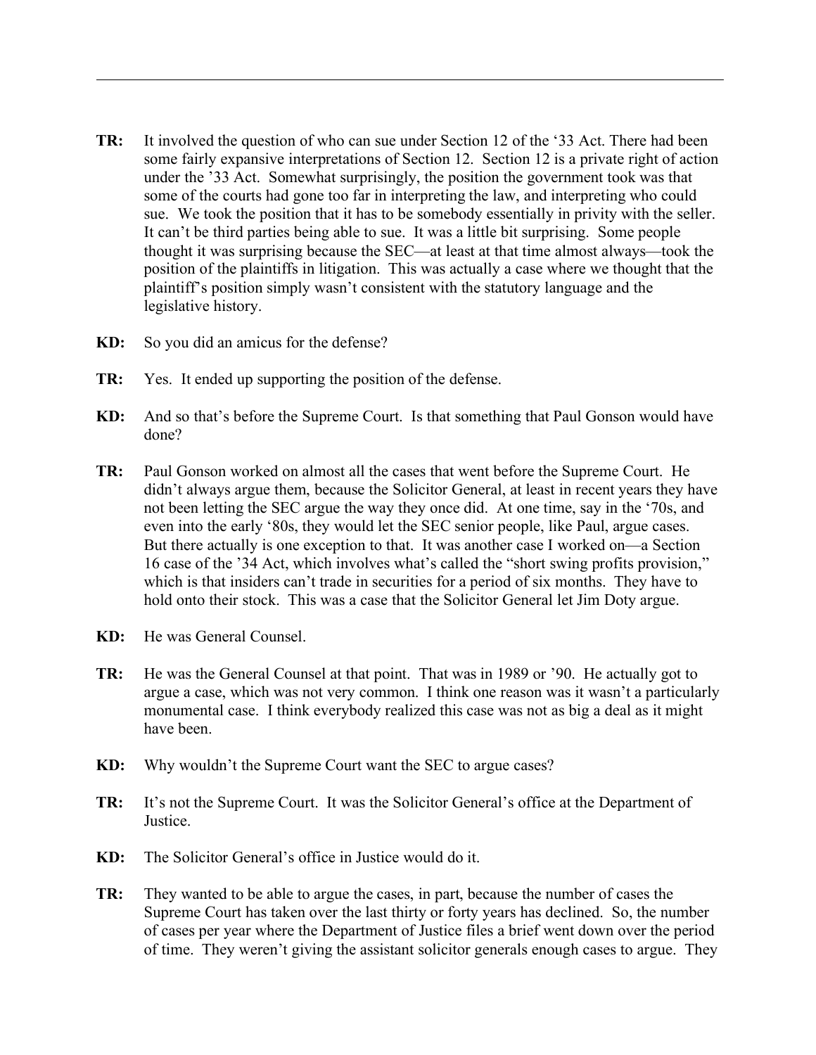**TR:** It involved the question of who can sue under Section 12 of the '33 Act. There had been some fairly expansive interpretations of Section 12. Section 12 is a private right of action under the '33 Act. Somewhat surprisingly, the position the government took was that some of the courts had gone too far in interpreting the law, and interpreting who could sue. We took the position that it has to be somebody essentially in privity with the seller. It can't be third parties being able to sue. It was a little bit surprising. Some people thought it was surprising because the SEC—at least at that time almost always—took the position of the plaintiffs in litigation. This was actually a case where we thought that the plaintiff's position simply wasn't consistent with the statutory language and the legislative history.

**KD:** So you did an amicus for the defense?

**TR:** Yes. It ended up supporting the position of the defense.

**KD:** And so that's before the Supreme Court. Is that something that Paul Gonson would have done?

**TR:** Paul Gonson worked on almost all the cases that went before the Supreme Court. He didn't always argue them, because the Solicitor General, at least in recent years they have not been letting the SEC argue the way they once did. At one time, say in the '70s, and even into the early '80s, they would let the SEC senior people, like Paul, argue cases. But there actually is one exception to that. It was another case I worked on—a Section 16 case of the '34 Act, which involves what's called the "short swing profits provision," which is that insiders can't trade in securities for a period of six months. They have to hold onto their stock. This was a case that the Solicitor General let Jim Doty argue.

**KD:** He was General Counsel.

**TR:** He was the General Counsel at that point. That was in 1989 or '90. He actually got to argue a case, which was not very common. I think one reason was it wasn't a particularly monumental case. I think everybody realized this case was not as big a deal as it might have been.

**KD:** Why wouldn't the Supreme Court want the SEC to argue cases?

**TR:** It's not the Supreme Court. It was the Solicitor General's office at the Department of Justice.

**KD:** The Solicitor General's office in Justice would do it.

**TR:** They wanted to be able to argue the cases, in part, because the number of cases the Supreme Court has taken over the last thirty or forty years has declined. So, the number of cases per year where the Department of Justice files a brief went down over the period of time. They weren't giving the assistant solicitor generals enough cases to argue. They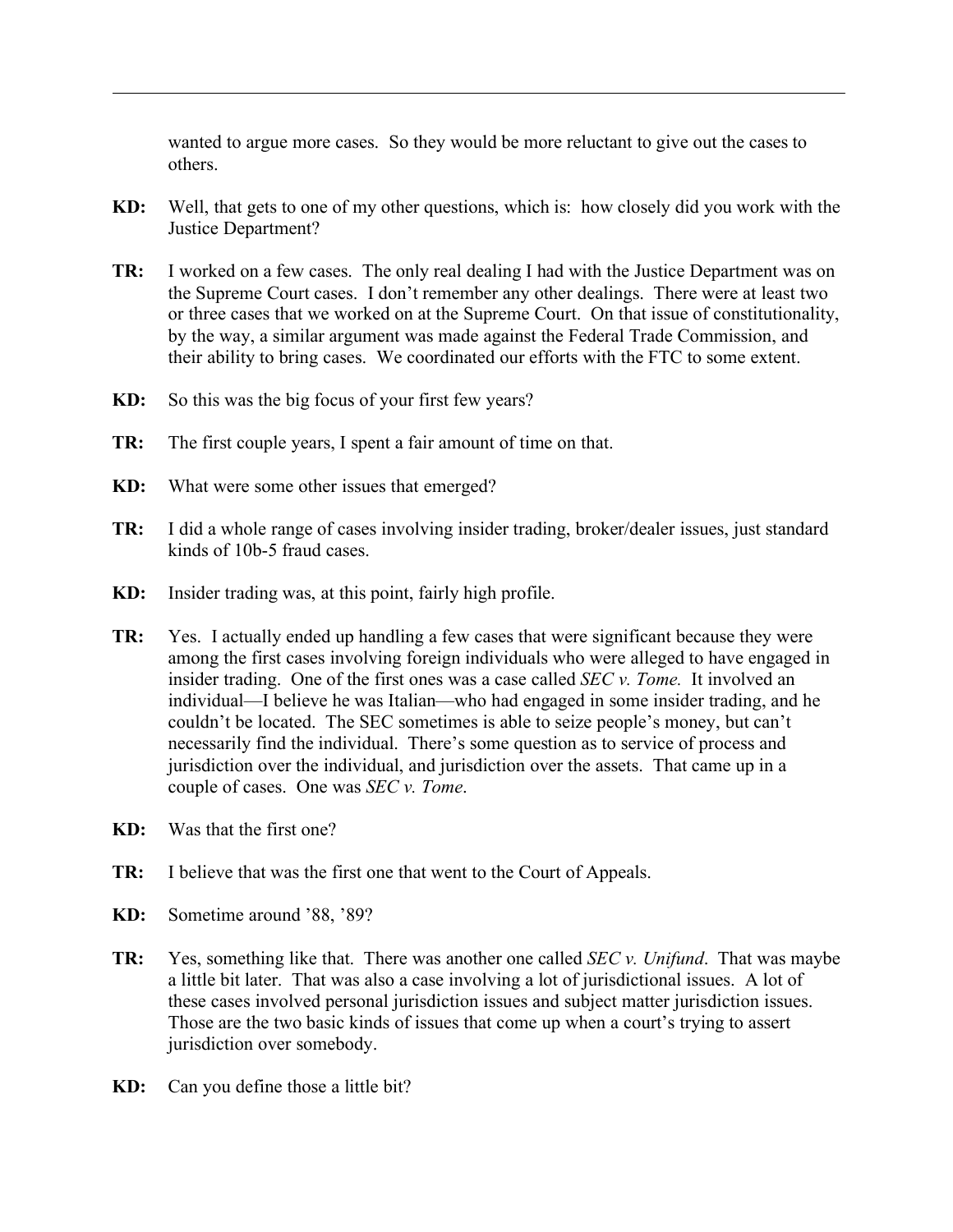wanted to argue more cases. So they would be more reluctant to give out the cases to others.

**KD:** Well, that gets to one of my other questions, which is: how closely did you work with the Justice Department?

**TR:** I worked on a few cases. The only real dealing I had with the Justice Department was on the Supreme Court cases. I don't remember any other dealings. There were at least two or three cases that we worked on at the Supreme Court. On that issue of constitutionality, by the way, a similar argument was made against the Federal Trade Commission, and their ability to bring cases. We coordinated our efforts with the FTC to some extent.

**KD:** So this was the big focus of your first few years?

**TR:** The first couple years, I spent a fair amount of time on that.

**KD:** What were some other issues that emerged?

**TR:** I did a whole range of cases involving insider trading, broker/dealer issues, just standard kinds of 10b-5 fraud cases.

**KD:** Insider trading was, at this point, fairly high profile.

**TR:** Yes. I actually ended up handling a few cases that were significant because they were among the first cases involving foreign individuals who were alleged to have engaged in insider trading. One of the first ones was a case called *SEC v. Tome.* It involved an individual—I believe he was Italian—who had engaged in some insider trading, and he couldn't be located. The SEC sometimes is able to seize people's money, but can't necessarily find the individual. There's some question as to service of process and jurisdiction over the individual, and jurisdiction over the assets. That came up in a couple of cases. One was *SEC v. Tome*.

**KD:** Was that the first one?

**TR:** I believe that was the first one that went to the Court of Appeals.

**KD:** Sometime around '88, '89?

**TR:** Yes, something like that. There was another one called *SEC v. Unifund*. That was maybe a little bit later. That was also a case involving a lot of jurisdictional issues. A lot of these cases involved personal jurisdiction issues and subject matter jurisdiction issues. Those are the two basic kinds of issues that come up when a court's trying to assert jurisdiction over somebody.

**KD:** Can you define those a little bit?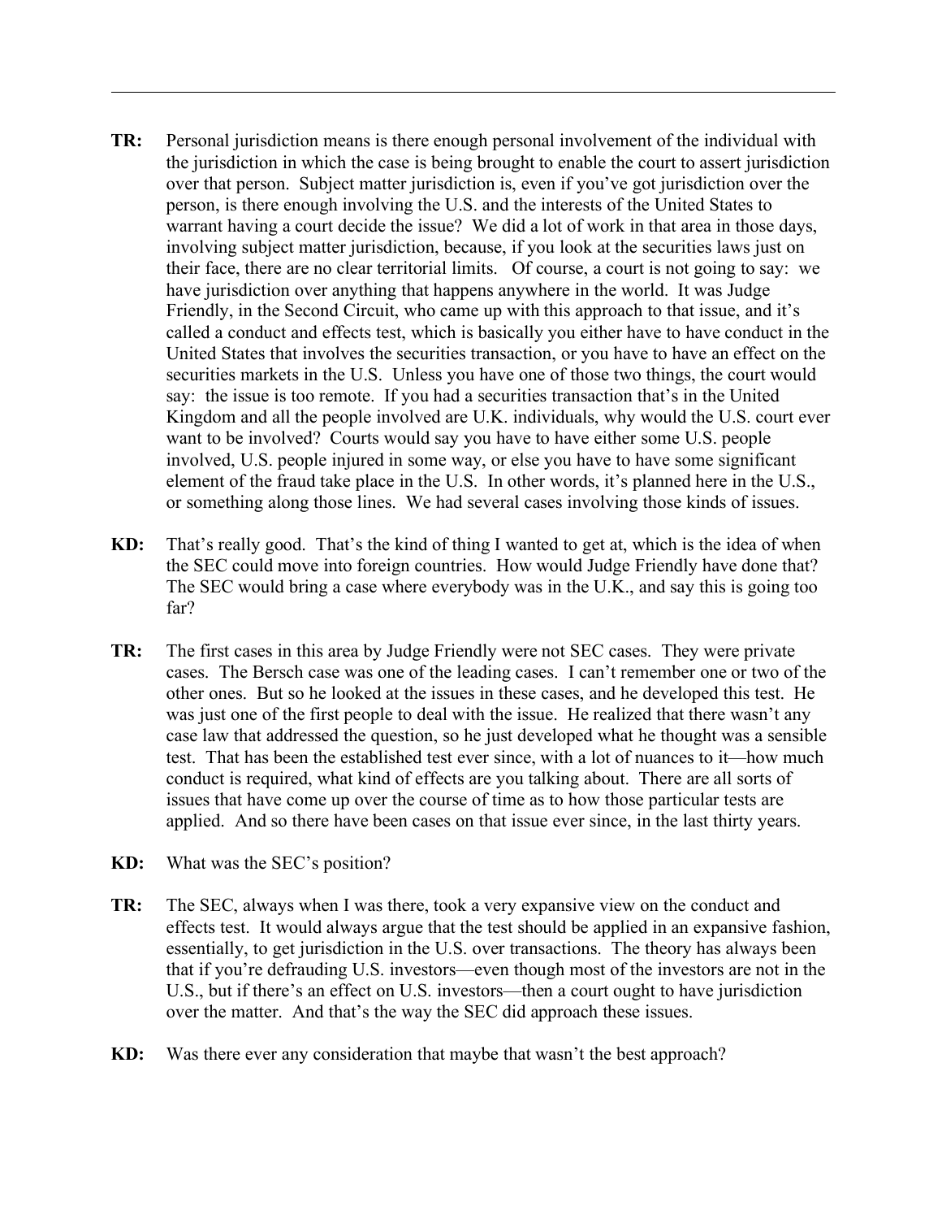**TR:** Personal jurisdiction means is there enough personal involvement of the individual with the jurisdiction in which the case is being brought to enable the court to assert jurisdiction over that person. Subject matter jurisdiction is, even if you've got jurisdiction over the person, is there enough involving the U.S. and the interests of the United States to warrant having a court decide the issue? We did a lot of work in that area in those days, involving subject matter jurisdiction, because, if you look at the securities laws just on their face, there are no clear territorial limits. Of course, a court is not going to say: we have jurisdiction over anything that happens anywhere in the world. It was Judge Friendly, in the Second Circuit, who came up with this approach to that issue, and it's called a conduct and effects test, which is basically you either have to have conduct in the United States that involves the securities transaction, or you have to have an effect on the securities markets in the U.S. Unless you have one of those two things, the court would say: the issue is too remote. If you had a securities transaction that's in the United Kingdom and all the people involved are U.K. individuals, why would the U.S. court ever want to be involved? Courts would say you have to have either some U.S. people involved, U.S. people injured in some way, or else you have to have some significant element of the fraud take place in the U.S. In other words, it's planned here in the U.S., or something along those lines. We had several cases involving those kinds of issues.

**KD:** That's really good. That's the kind of thing I wanted to get at, which is the idea of when the SEC could move into foreign countries. How would Judge Friendly have done that? The SEC would bring a case where everybody was in the U.K., and say this is going too far?

**TR:** The first cases in this area by Judge Friendly were not SEC cases. They were private cases. The Bersch case was one of the leading cases. I can't remember one or two of the other ones. But so he looked at the issues in these cases, and he developed this test. He was just one of the first people to deal with the issue. He realized that there wasn't any case law that addressed the question, so he just developed what he thought was a sensible test. That has been the established test ever since, with a lot of nuances to it—how much conduct is required, what kind of effects are you talking about. There are all sorts of issues that have come up over the course of time as to how those particular tests are applied. And so there have been cases on that issue ever since, in the last thirty years.

**KD:** What was the SEC's position?

**TR:** The SEC, always when I was there, took a very expansive view on the conduct and effects test. It would always argue that the test should be applied in an expansive fashion, essentially, to get jurisdiction in the U.S. over transactions. The theory has always been that if you're defrauding U.S. investors—even though most of the investors are not in the U.S., but if there's an effect on U.S. investors—then a court ought to have jurisdiction over the matter. And that's the way the SEC did approach these issues.

**KD:** Was there ever any consideration that maybe that wasn't the best approach?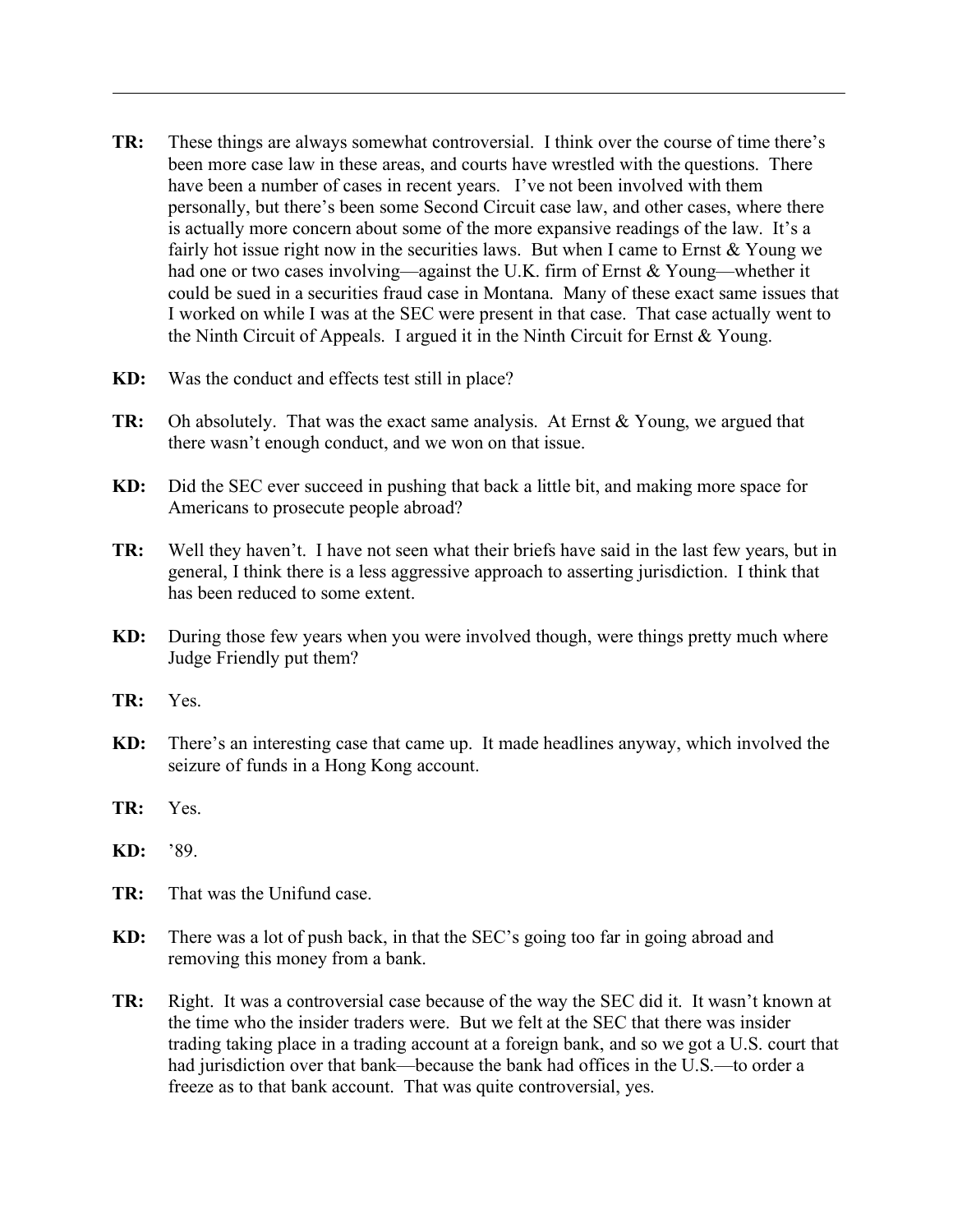**TR:** These things are always somewhat controversial. I think over the course of time there's been more case law in these areas, and courts have wrestled with the questions. There have been a number of cases in recent years. I've not been involved with them personally, but there's been some Second Circuit case law, and other cases, where there is actually more concern about some of the more expansive readings of the law. It's a fairly hot issue right now in the securities laws. But when I came to Ernst & Young we had one or two cases involving—against the U.K. firm of Ernst & Young—whether it could be sued in a securities fraud case in Montana. Many of these exact same issues that I worked on while I was at the SEC were present in that case. That case actually went to the Ninth Circuit of Appeals. I argued it in the Ninth Circuit for Ernst & Young.

**KD:** Was the conduct and effects test still in place?

**TR:** Oh absolutely. That was the exact same analysis. At Ernst & Young, we argued that there wasn't enough conduct, and we won on that issue.

**KD:** Did the SEC ever succeed in pushing that back a little bit, and making more space for Americans to prosecute people abroad?

**TR:** Well they haven't. I have not seen what their briefs have said in the last few years, but in general, I think there is a less aggressive approach to asserting jurisdiction. I think that has been reduced to some extent.

**KD:** During those few years when you were involved though, were things pretty much where Judge Friendly put them?

**TR:** Yes.

**KD:** There's an interesting case that came up. It made headlines anyway, which involved the seizure of funds in a Hong Kong account.

**TR:** Yes.

**KD:** '89.

**TR:** That was the Unifund case.

**KD:** There was a lot of push back, in that the SEC's going too far in going abroad and removing this money from a bank.

**TR:** Right. It was a controversial case because of the way the SEC did it. It wasn't known at the time who the insider traders were. But we felt at the SEC that there was insider trading taking place in a trading account at a foreign bank, and so we got a U.S. court that had jurisdiction over that bank—because the bank had offices in the U.S.—to order a freeze as to that bank account. That was quite controversial, yes.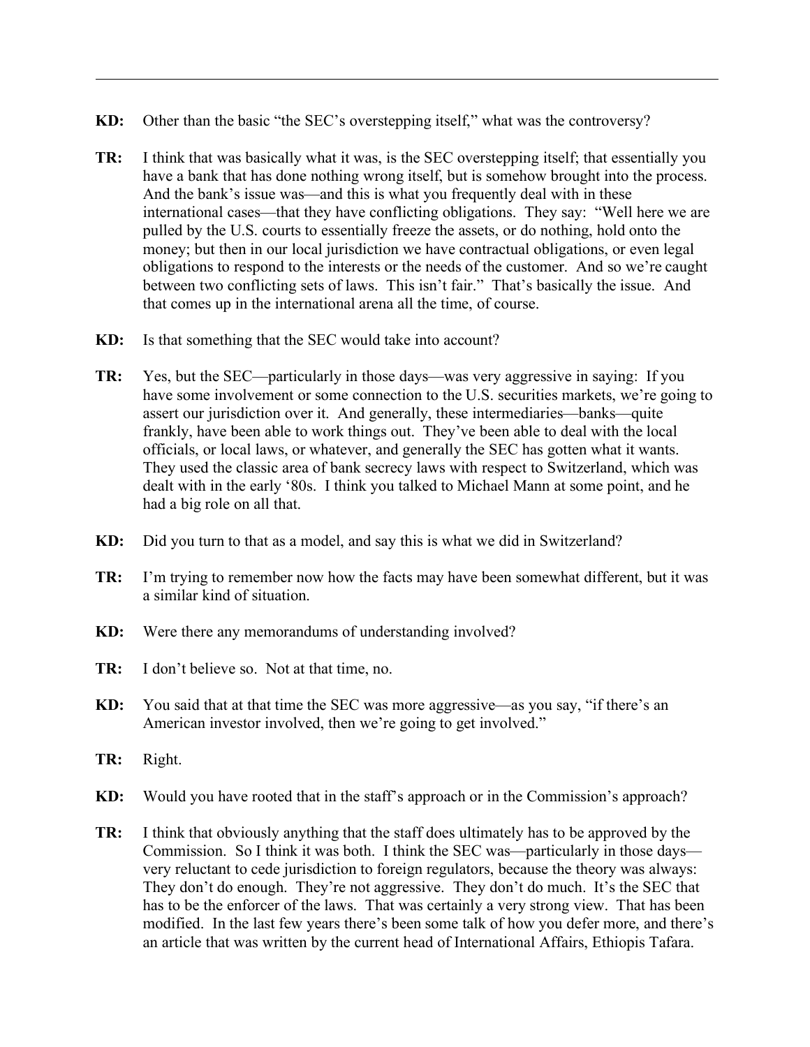**KD:** Other than the basic "the SEC's overstepping itself," what was the controversy?

**TR:** I think that was basically what it was, is the SEC overstepping itself; that essentially you have a bank that has done nothing wrong itself, but is somehow brought into the process. And the bank's issue was—and this is what you frequently deal with in these international cases—that they have conflicting obligations. They say: "Well here we are pulled by the U.S. courts to essentially freeze the assets, or do nothing, hold onto the money; but then in our local jurisdiction we have contractual obligations, or even legal obligations to respond to the interests or the needs of the customer. And so we're caught between two conflicting sets of laws. This isn't fair." That's basically the issue. And that comes up in the international arena all the time, of course.

**KD:** Is that something that the SEC would take into account?

**TR:** Yes, but the SEC—particularly in those days—was very aggressive in saying: If you have some involvement or some connection to the U.S. securities markets, we're going to assert our jurisdiction over it. And generally, these intermediaries—banks—quite frankly, have been able to work things out. They've been able to deal with the local officials, or local laws, or whatever, and generally the SEC has gotten what it wants. They used the classic area of bank secrecy laws with respect to Switzerland, which was dealt with in the early '80s. I think you talked to Michael Mann at some point, and he had a big role on all that.

**KD:** Did you turn to that as a model, and say this is what we did in Switzerland?

**TR:** I'm trying to remember now how the facts may have been somewhat different, but it was a similar kind of situation.

**KD:** Were there any memorandums of understanding involved?

**TR:** I don't believe so. Not at that time, no.

**KD:** You said that at that time the SEC was more aggressive—as you say, "if there's an American investor involved, then we're going to get involved."

**TR:** Right.

**KD:** Would you have rooted that in the staff's approach or in the Commission's approach?

**TR:** I think that obviously anything that the staff does ultimately has to be approved by the Commission. So I think it was both. I think the SEC was—particularly in those days—very reluctant to cede jurisdiction to foreign regulators, because the theory was always: They don't do enough. They're not aggressive. They don't do much. It's the SEC that has to be the enforcer of the laws. That was certainly a very strong view. That has been modified. In the last few years there's been some talk of how you defer more, and there's an article that was written by the current head of International Affairs, Ethiopis Tafara.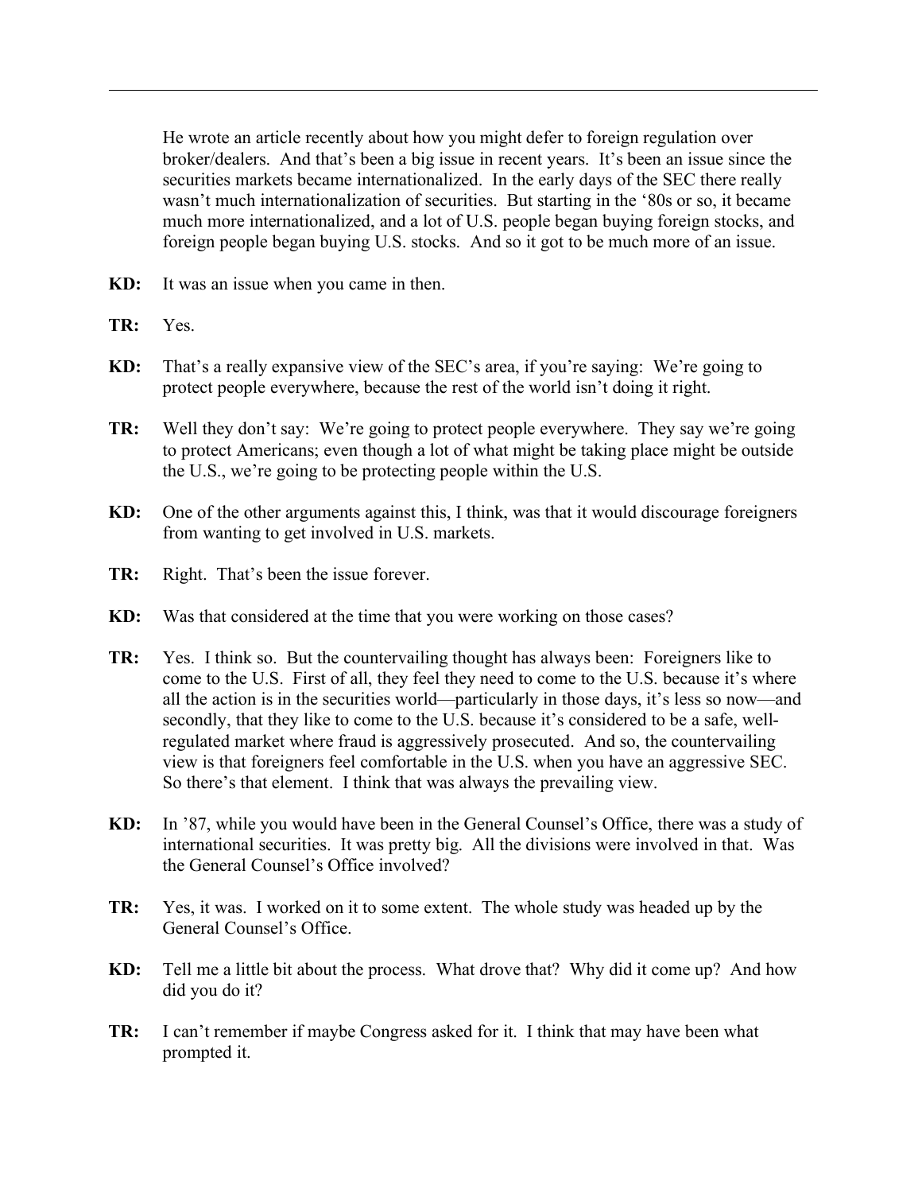He wrote an article recently about how you might defer to foreign regulation over broker/dealers. And that's been a big issue in recent years. It's been an issue since the securities markets became internationalized. In the early days of the SEC there really wasn't much internationalization of securities. But starting in the '80s or so, it became much more internationalized, and a lot of U.S. people began buying foreign stocks, and foreign people began buying U.S. stocks. And so it got to be much more of an issue.

**KD:** It was an issue when you came in then.

**TR:** Yes.

**KD:** That's a really expansive view of the SEC's area, if you're saying: We're going to protect people everywhere, because the rest of the world isn't doing it right.

**TR:** Well they don't say: We're going to protect people everywhere. They say we're going to protect Americans; even though a lot of what might be taking place might be outside the U.S., we're going to be protecting people within the U.S.

**KD:** One of the other arguments against this, I think, was that it would discourage foreigners from wanting to get involved in U.S. markets.

**TR:** Right. That's been the issue forever.

**KD:** Was that considered at the time that you were working on those cases?

**TR:** Yes. I think so. But the countervailing thought has always been: Foreigners like to come to the U.S. First of all, they feel they need to come to the U.S. because it's where all the action is in the securities world—particularly in those days, it's less so now—and secondly, that they like to come to the U.S. because it's considered to be a safe, well-regulated market where fraud is aggressively prosecuted. And so, the countervailing view is that foreigners feel comfortable in the U.S. when you have an aggressive SEC. So there's that element. I think that was always the prevailing view.

**KD:** In '87, while you would have been in the General Counsel's Office, there was a study of international securities. It was pretty big. All the divisions were involved in that. Was the General Counsel's Office involved?

**TR:** Yes, it was. I worked on it to some extent. The whole study was headed up by the General Counsel's Office.

**KD:** Tell me a little bit about the process. What drove that? Why did it come up? And how did you do it?

**TR:** I can't remember if maybe Congress asked for it. I think that may have been what prompted it.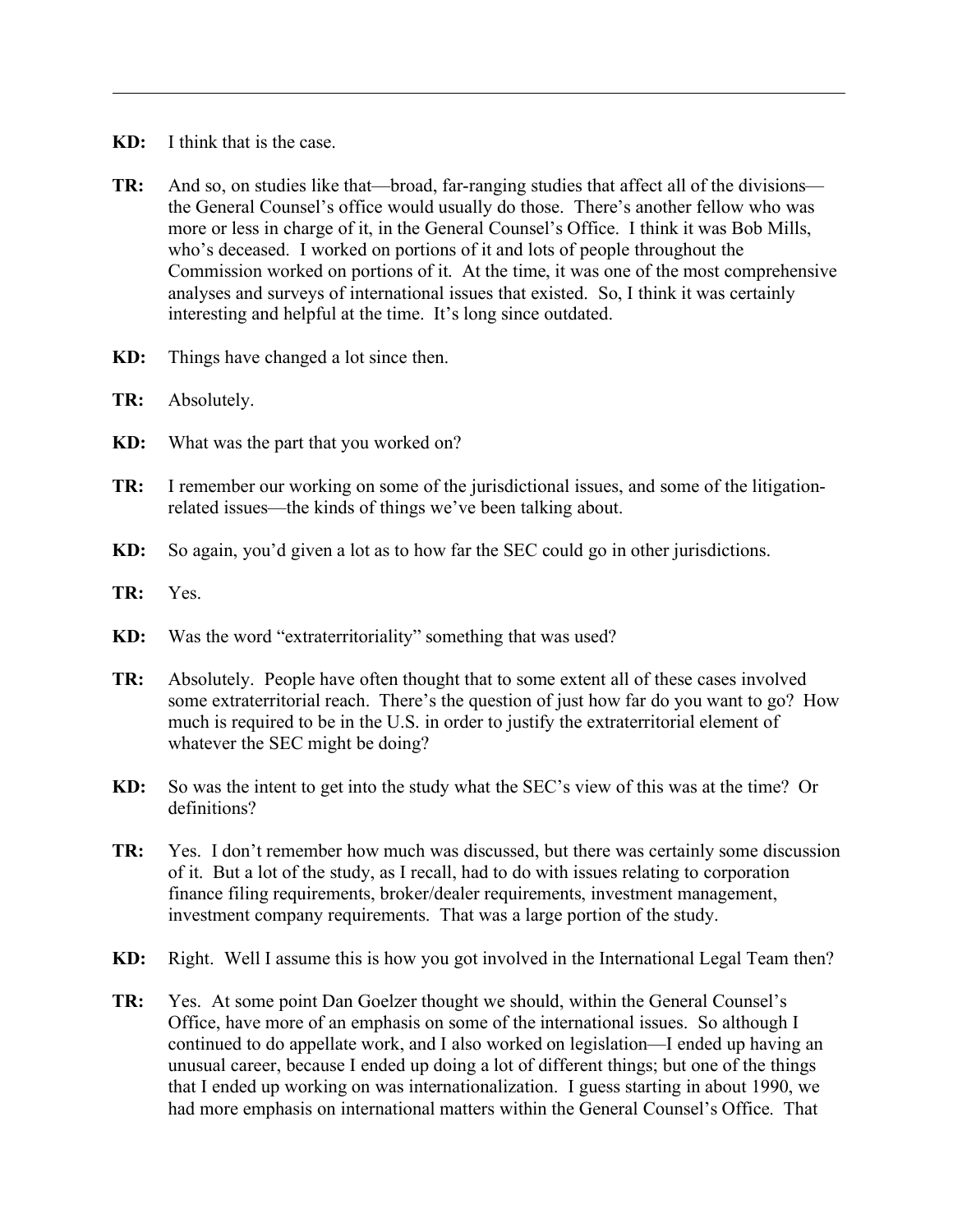**KD:** I think that is the case.

**TR:** And so, on studies like that—broad, far-ranging studies that affect all of the divisions—the General Counsel's office would usually do those. There's another fellow who was more or less in charge of it, in the General Counsel's Office. I think it was Bob Mills, who's deceased. I worked on portions of it and lots of people throughout the Commission worked on portions of it. At the time, it was one of the most comprehensive analyses and surveys of international issues that existed. So, I think it was certainly interesting and helpful at the time. It's long since outdated.

**KD:** Things have changed a lot since then.

**TR:** Absolutely.

**KD:** What was the part that you worked on?

**TR:** I remember our working on some of the jurisdictional issues, and some of the litigation-related issues—the kinds of things we've been talking about.

**KD:** So again, you'd given a lot as to how far the SEC could go in other jurisdictions.

**TR:** Yes.

**KD:** Was the word "extraterritoriality" something that was used?

**TR:** Absolutely. People have often thought that to some extent all of these cases involved some extraterritorial reach. There's the question of just how far do you want to go? How much is required to be in the U.S. in order to justify the extraterritorial element of whatever the SEC might be doing?

**KD:** So was the intent to get into the study what the SEC's view of this was at the time? Or definitions?

**TR:** Yes. I don't remember how much was discussed, but there was certainly some discussion of it. But a lot of the study, as I recall, had to do with issues relating to corporation finance filing requirements, broker/dealer requirements, investment management, investment company requirements. That was a large portion of the study.

**KD:** Right. Well I assume this is how you got involved in the International Legal Team then?

**TR:** Yes. At some point Dan Goelzer thought we should, within the General Counsel's Office, have more of an emphasis on some of the international issues. So although I continued to do appellate work, and I also worked on legislation—I ended up having an unusual career, because I ended up doing a lot of different things; but one of the things that I ended up working on was internationalization. I guess starting in about 1990, we had more emphasis on international matters within the General Counsel's Office. That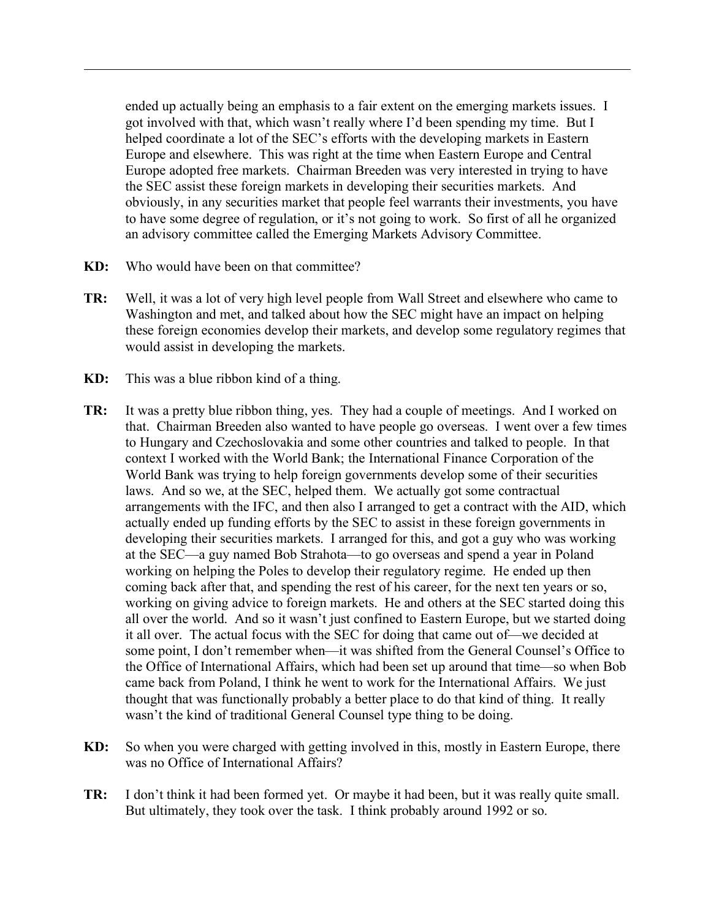ended up actually being an emphasis to a fair extent on the emerging markets issues. I got involved with that, which wasn't really where I'd been spending my time. But I helped coordinate a lot of the SEC's efforts with the developing markets in Eastern Europe and elsewhere. This was right at the time when Eastern Europe and Central Europe adopted free markets. Chairman Breeden was very interested in trying to have the SEC assist these foreign markets in developing their securities markets. And obviously, in any securities market that people feel warrants their investments, you have to have some degree of regulation, or it's not going to work. So first of all he organized an advisory committee called the Emerging Markets Advisory Committee.

**KD:** Who would have been on that committee?

**TR:** Well, it was a lot of very high level people from Wall Street and elsewhere who came to Washington and met, and talked about how the SEC might have an impact on helping these foreign economies develop their markets, and develop some regulatory regimes that would assist in developing the markets.

**KD:** This was a blue ribbon kind of a thing.

**TR:** It was a pretty blue ribbon thing, yes. They had a couple of meetings. And I worked on that. Chairman Breeden also wanted to have people go overseas. I went over a few times to Hungary and Czechoslovakia and some other countries and talked to people. In that context I worked with the World Bank; the International Finance Corporation of the World Bank was trying to help foreign governments develop some of their securities laws. And so we, at the SEC, helped them. We actually got some contractual arrangements with the IFC, and then also I arranged to get a contract with the AID, which actually ended up funding efforts by the SEC to assist in these foreign governments in developing their securities markets. I arranged for this, and got a guy who was working at the SEC—a guy named Bob Strahota—to go overseas and spend a year in Poland working on helping the Poles to develop their regulatory regime. He ended up then coming back after that, and spending the rest of his career, for the next ten years or so, working on giving advice to foreign markets. He and others at the SEC started doing this all over the world. And so it wasn't just confined to Eastern Europe, but we started doing it all over. The actual focus with the SEC for doing that came out of—we decided at some point, I don't remember when—it was shifted from the General Counsel's Office to the Office of International Affairs, which had been set up around that time—so when Bob came back from Poland, I think he went to work for the International Affairs. We just thought that was functionally probably a better place to do that kind of thing. It really wasn't the kind of traditional General Counsel type thing to be doing.

**KD:** So when you were charged with getting involved in this, mostly in Eastern Europe, there was no Office of International Affairs?

**TR:** I don't think it had been formed yet. Or maybe it had been, but it was really quite small. But ultimately, they took over the task. I think probably around 1992 or so.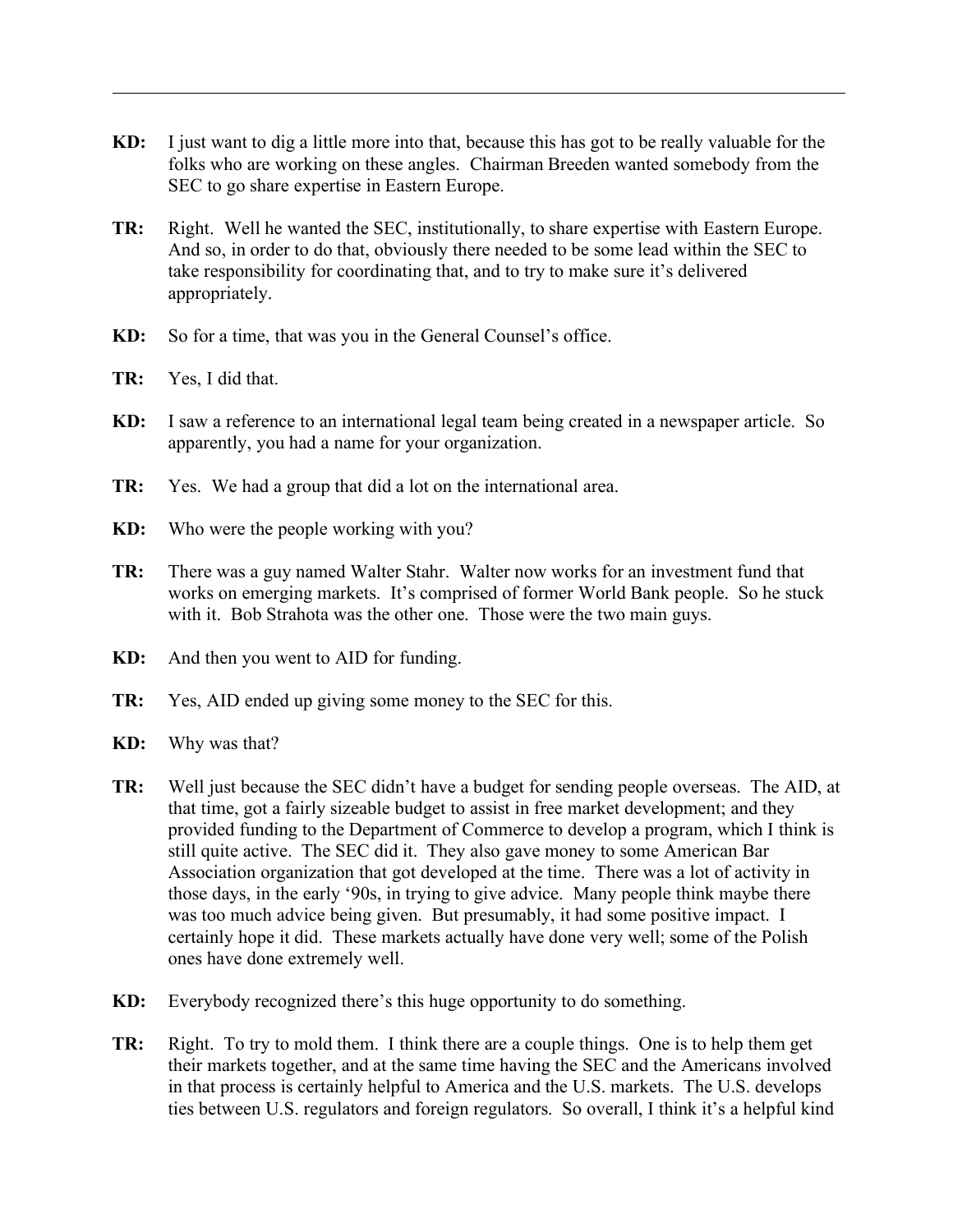**KD:** I just want to dig a little more into that, because this has got to be really valuable for the folks who are working on these angles. Chairman Breeden wanted somebody from the SEC to go share expertise in Eastern Europe.

**TR:** Right. Well he wanted the SEC, institutionally, to share expertise with Eastern Europe. And so, in order to do that, obviously there needed to be some lead within the SEC to take responsibility for coordinating that, and to try to make sure it's delivered appropriately.

**KD:** So for a time, that was you in the General Counsel's office.

**TR:** Yes, I did that.

**KD:** I saw a reference to an international legal team being created in a newspaper article. So apparently, you had a name for your organization.

**TR:** Yes. We had a group that did a lot on the international area.

**KD:** Who were the people working with you?

**TR:** There was a guy named Walter Stahr. Walter now works for an investment fund that works on emerging markets. It's comprised of former World Bank people. So he stuck with it. Bob Strahota was the other one. Those were the two main guys.

**KD:** And then you went to AID for funding.

**TR:** Yes, AID ended up giving some money to the SEC for this.

**KD:** Why was that?

**TR:** Well just because the SEC didn't have a budget for sending people overseas. The AID, at that time, got a fairly sizeable budget to assist in free market development; and they provided funding to the Department of Commerce to develop a program, which I think is still quite active. The SEC did it. They also gave money to some American Bar Association organization that got developed at the time. There was a lot of activity in those days, in the early '90s, in trying to give advice. Many people think maybe there was too much advice being given. But presumably, it had some positive impact. I certainly hope it did. These markets actually have done very well; some of the Polish ones have done extremely well.

**KD:** Everybody recognized there's this huge opportunity to do something.

**TR:** Right. To try to mold them. I think there are a couple things. One is to help them get their markets together, and at the same time having the SEC and the Americans involved in that process is certainly helpful to America and the U.S. markets. The U.S. develops ties between U.S. regulators and foreign regulators. So overall, I think it's a helpful kind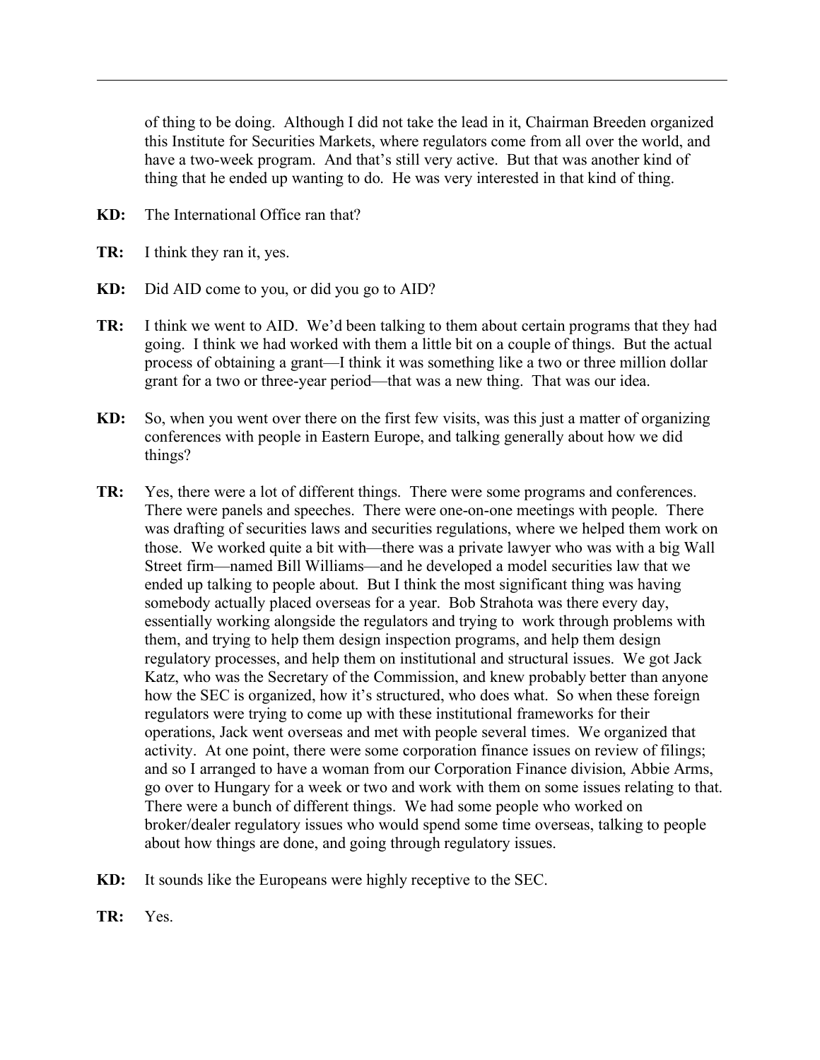of thing to be doing. Although I did not take the lead in it, Chairman Breeden organized this Institute for Securities Markets, where regulators come from all over the world, and have a two-week program. And that's still very active. But that was another kind of thing that he ended up wanting to do. He was very interested in that kind of thing.

**KD:** The International Office ran that?

**TR:** I think they ran it, yes.

**KD:** Did AID come to you, or did you go to AID?

**TR:** I think we went to AID. We'd been talking to them about certain programs that they had going. I think we had worked with them a little bit on a couple of things. But the actual process of obtaining a grant—I think it was something like a two or three million dollar grant for a two or three-year period—that was a new thing. That was our idea.

**KD:** So, when you went over there on the first few visits, was this just a matter of organizing conferences with people in Eastern Europe, and talking generally about how we did things?

**TR:** Yes, there were a lot of different things. There were some programs and conferences. There were panels and speeches. There were one-on-one meetings with people. There was drafting of securities laws and securities regulations, where we helped them work on those. We worked quite a bit with—there was a private lawyer who was with a big Wall Street firm—named Bill Williams—and he developed a model securities law that we ended up talking to people about. But I think the most significant thing was having somebody actually placed overseas for a year. Bob Strahota was there every day, essentially working alongside the regulators and trying to work through problems with them, and trying to help them design inspection programs, and help them design regulatory processes, and help them on institutional and structural issues. We got Jack Katz, who was the Secretary of the Commission, and knew probably better than anyone how the SEC is organized, how it's structured, who does what. So when these foreign regulators were trying to come up with these institutional frameworks for their operations, Jack went overseas and met with people several times. We organized that activity. At one point, there were some corporation finance issues on review of filings; and so I arranged to have a woman from our Corporation Finance division, Abbie Arms, go over to Hungary for a week or two and work with them on some issues relating to that. There were a bunch of different things. We had some people who worked on broker/dealer regulatory issues who would spend some time overseas, talking to people about how things are done, and going through regulatory issues.

**KD:** It sounds like the Europeans were highly receptive to the SEC.

**TR:** Yes.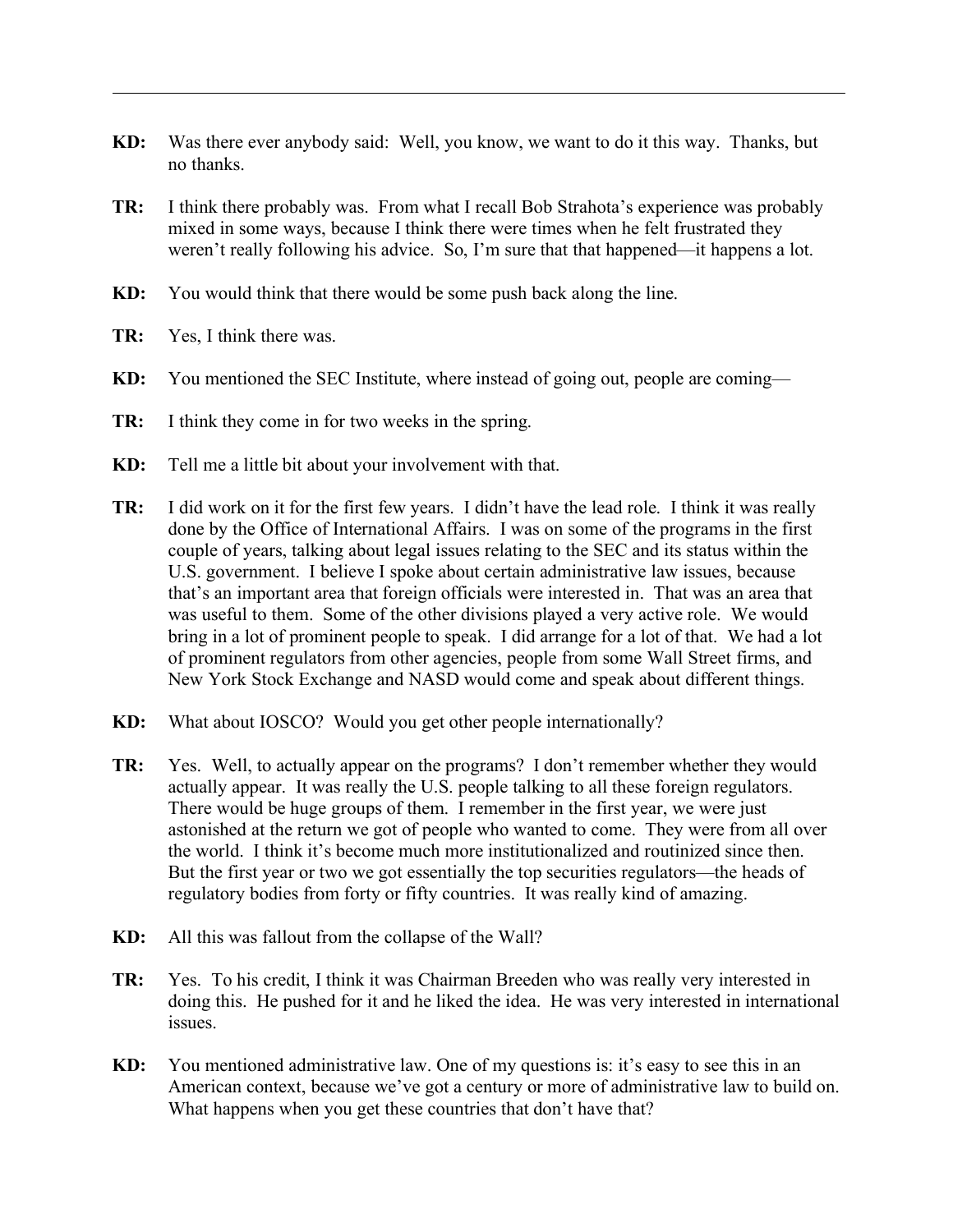**KD:** Was there ever anybody said: Well, you know, we want to do it this way. Thanks, but no thanks.

**TR:** I think there probably was. From what I recall Bob Strahota's experience was probably mixed in some ways, because I think there were times when he felt frustrated they weren't really following his advice. So, I'm sure that that happened—it happens a lot.

**KD:** You would think that there would be some push back along the line.

**TR:** Yes, I think there was.

**KD:** You mentioned the SEC Institute, where instead of going out, people are coming—

**TR:** I think they come in for two weeks in the spring.

**KD:** Tell me a little bit about your involvement with that.

**TR:** I did work on it for the first few years. I didn't have the lead role. I think it was really done by the Office of International Affairs. I was on some of the programs in the first couple of years, talking about legal issues relating to the SEC and its status within the U.S. government. I believe I spoke about certain administrative law issues, because that's an important area that foreign officials were interested in. That was an area that was useful to them. Some of the other divisions played a very active role. We would bring in a lot of prominent people to speak. I did arrange for a lot of that. We had a lot of prominent regulators from other agencies, people from some Wall Street firms, and New York Stock Exchange and NASD would come and speak about different things.

**KD:** What about IOSCO? Would you get other people internationally?

**TR:** Yes. Well, to actually appear on the programs? I don't remember whether they would actually appear. It was really the U.S. people talking to all these foreign regulators. There would be huge groups of them. I remember in the first year, we were just astonished at the return we got of people who wanted to come. They were from all over the world. I think it's become much more institutionalized and routinized since then. But the first year or two we got essentially the top securities regulators—the heads of regulatory bodies from forty or fifty countries. It was really kind of amazing.

**KD:** All this was fallout from the collapse of the Wall?

**TR:** Yes. To his credit, I think it was Chairman Breeden who was really very interested in doing this. He pushed for it and he liked the idea. He was very interested in international issues.

**KD:** You mentioned administrative law. One of my questions is: it's easy to see this in an American context, because we've got a century or more of administrative law to build on. What happens when you get these countries that don't have that?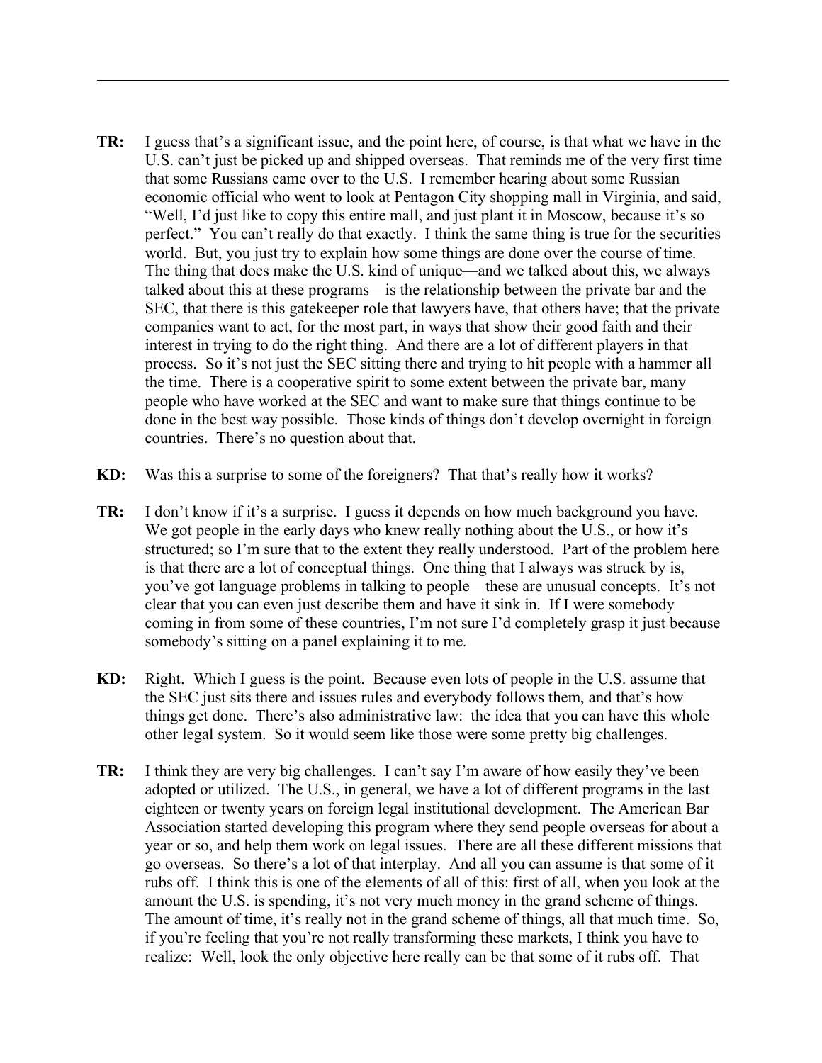**TR:** I guess that's a significant issue, and the point here, of course, is that what we have in the U.S. can't just be picked up and shipped overseas. That reminds me of the very first time that some Russians came over to the U.S. I remember hearing about some Russian economic official who went to look at Pentagon City shopping mall in Virginia, and said, "Well, I'd just like to copy this entire mall, and just plant it in Moscow, because it's so perfect." You can't really do that exactly. I think the same thing is true for the securities world. But, you just try to explain how some things are done over the course of time. The thing that does make the U.S. kind of unique—and we talked about this, we always talked about this at these programs—is the relationship between the private bar and the SEC, that there is this gatekeeper role that lawyers have, that others have; that the private companies want to act, for the most part, in ways that show their good faith and their interest in trying to do the right thing. And there are a lot of different players in that process. So it's not just the SEC sitting there and trying to hit people with a hammer all the time. There is a cooperative spirit to some extent between the private bar, many people who have worked at the SEC and want to make sure that things continue to be done in the best way possible. Those kinds of things don't develop overnight in foreign countries. There's no question about that.

**KD:** Was this a surprise to some of the foreigners? That that's really how it works?

**TR:** I don't know if it's a surprise. I guess it depends on how much background you have. We got people in the early days who knew really nothing about the U.S., or how it's structured; so I'm sure that to the extent they really understood. Part of the problem here is that there are a lot of conceptual things. One thing that I always was struck by is, you've got language problems in talking to people—these are unusual concepts. It's not clear that you can even just describe them and have it sink in. If I were somebody coming in from some of these countries, I'm not sure I'd completely grasp it just because somebody's sitting on a panel explaining it to me.

**KD:** Right. Which I guess is the point. Because even lots of people in the U.S. assume that the SEC just sits there and issues rules and everybody follows them, and that's how things get done. There's also administrative law: the idea that you can have this whole other legal system. So it would seem like those were some pretty big challenges.

**TR:** I think they are very big challenges. I can't say I'm aware of how easily they've been adopted or utilized. The U.S., in general, we have a lot of different programs in the last eighteen or twenty years on foreign legal institutional development. The American Bar Association started developing this program where they send people overseas for about a year or so, and help them work on legal issues. There are all these different missions that go overseas. So there's a lot of that interplay. And all you can assume is that some of it rubs off. I think this is one of the elements of all of this: first of all, when you look at the amount the U.S. is spending, it's not very much money in the grand scheme of things. The amount of time, it's really not in the grand scheme of things, all that much time. So, if you're feeling that you're not really transforming these markets, I think you have to realize: Well, look the only objective here really can be that some of it rubs off. That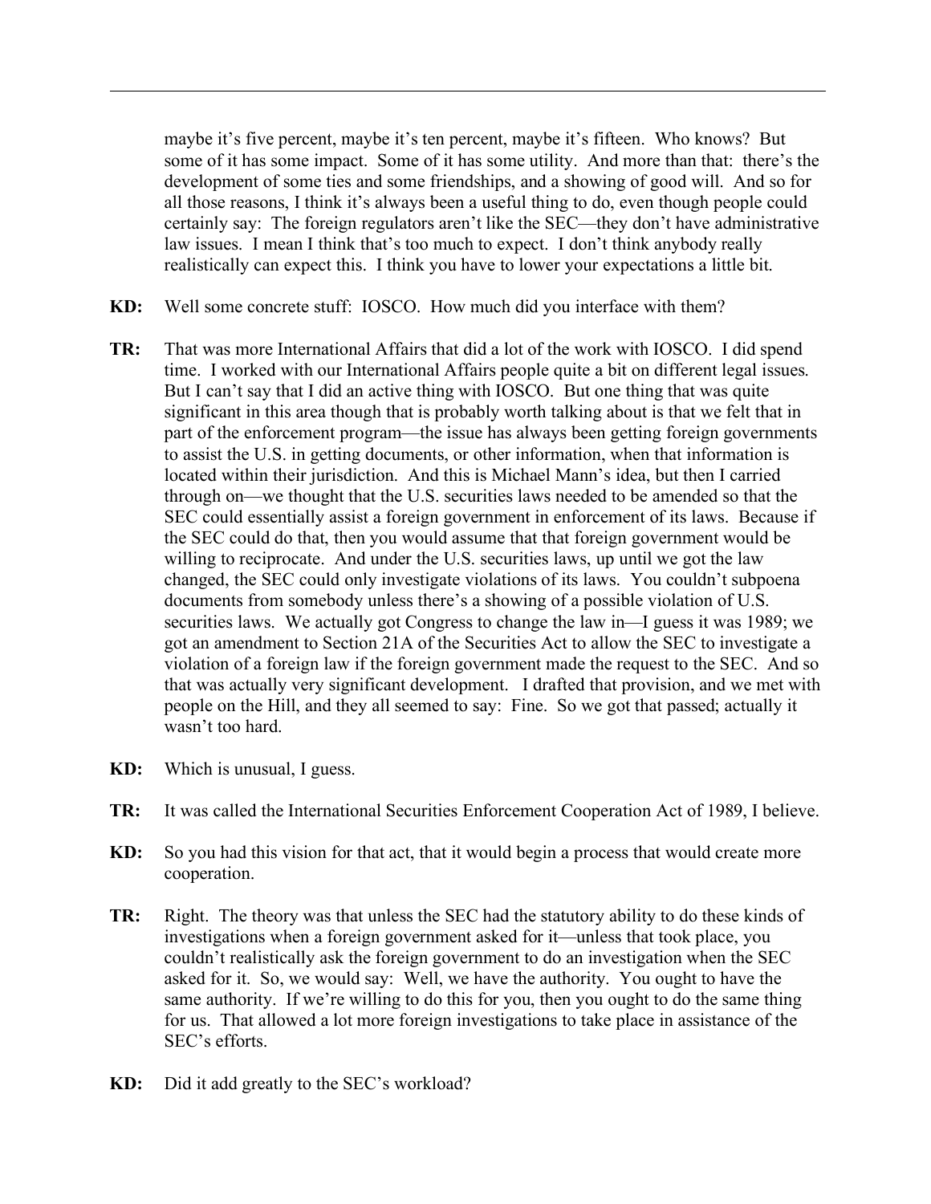maybe it's five percent, maybe it's ten percent, maybe it's fifteen. Who knows? But some of it has some impact. Some of it has some utility. And more than that: there's the development of some ties and some friendships, and a showing of good will. And so for all those reasons, I think it's always been a useful thing to do, even though people could certainly say: The foreign regulators aren't like the SEC—they don't have administrative law issues. I mean I think that's too much to expect. I don't think anybody really realistically can expect this. I think you have to lower your expectations a little bit.

**KD:** Well some concrete stuff: IOSCO. How much did you interface with them?

**TR:** That was more International Affairs that did a lot of the work with IOSCO. I did spend time. I worked with our International Affairs people quite a bit on different legal issues. But I can't say that I did an active thing with IOSCO. But one thing that was quite significant in this area though that is probably worth talking about is that we felt that in part of the enforcement program—the issue has always been getting foreign governments to assist the U.S. in getting documents, or other information, when that information is located within their jurisdiction. And this is Michael Mann's idea, but then I carried through on—we thought that the U.S. securities laws needed to be amended so that the SEC could essentially assist a foreign government in enforcement of its laws. Because if the SEC could do that, then you would assume that that foreign government would be willing to reciprocate. And under the U.S. securities laws, up until we got the law changed, the SEC could only investigate violations of its laws. You couldn't subpoena documents from somebody unless there's a showing of a possible violation of U.S. securities laws. We actually got Congress to change the law in—I guess it was 1989; we got an amendment to Section 21A of the Securities Act to allow the SEC to investigate a violation of a foreign law if the foreign government made the request to the SEC. And so that was actually very significant development. I drafted that provision, and we met with people on the Hill, and they all seemed to say: Fine. So we got that passed; actually it wasn't too hard.

**KD:** Which is unusual, I guess.

**TR:** It was called the International Securities Enforcement Cooperation Act of 1989, I believe.

**KD:** So you had this vision for that act, that it would begin a process that would create more cooperation.

**TR:** Right. The theory was that unless the SEC had the statutory ability to do these kinds of investigations when a foreign government asked for it—unless that took place, you couldn't realistically ask the foreign government to do an investigation when the SEC asked for it. So, we would say: Well, we have the authority. You ought to have the same authority. If we're willing to do this for you, then you ought to do the same thing for us. That allowed a lot more foreign investigations to take place in assistance of the SEC's efforts.

**KD:** Did it add greatly to the SEC's workload?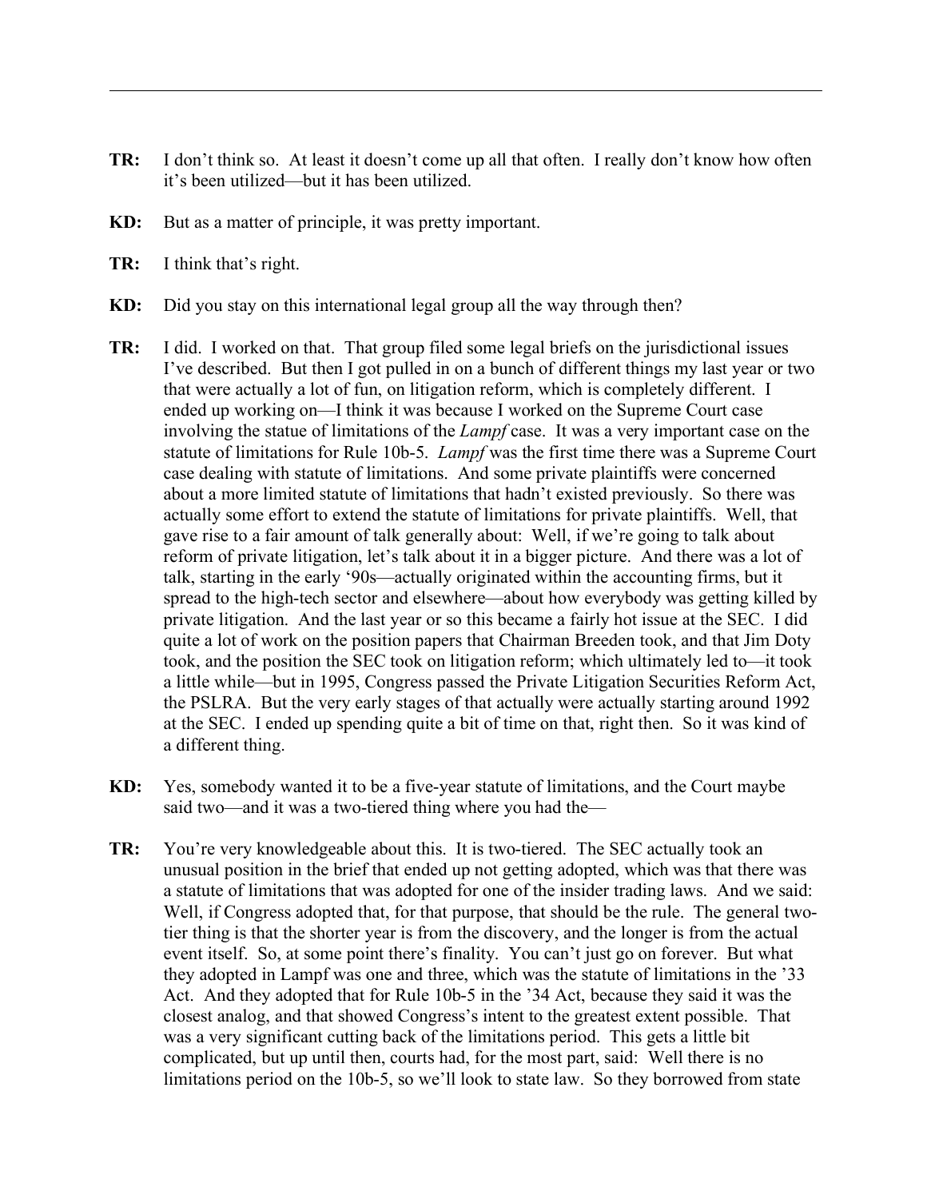**TR:** I don't think so. At least it doesn't come up all that often. I really don't know how often it's been utilized—but it has been utilized.

**KD:** But as a matter of principle, it was pretty important.

**TR:** I think that's right.

**KD:** Did you stay on this international legal group all the way through then?

**TR:** I did. I worked on that. That group filed some legal briefs on the jurisdictional issues I've described. But then I got pulled in on a bunch of different things my last year or two that were actually a lot of fun, on litigation reform, which is completely different. I ended up working on—I think it was because I worked on the Supreme Court case involving the statue of limitations of the *Lampf* case. It was a very important case on the statute of limitations for Rule 10b-5. *Lampf* was the first time there was a Supreme Court case dealing with statute of limitations. And some private plaintiffs were concerned about a more limited statute of limitations that hadn't existed previously. So there was actually some effort to extend the statute of limitations for private plaintiffs. Well, that gave rise to a fair amount of talk generally about: Well, if we're going to talk about reform of private litigation, let's talk about it in a bigger picture. And there was a lot of talk, starting in the early '90s—actually originated within the accounting firms, but it spread to the high-tech sector and elsewhere—about how everybody was getting killed by private litigation. And the last year or so this became a fairly hot issue at the SEC. I did quite a lot of work on the position papers that Chairman Breeden took, and that Jim Doty took, and the position the SEC took on litigation reform; which ultimately led to—it took a little while—but in 1995, Congress passed the Private Litigation Securities Reform Act, the PSLRA. But the very early stages of that actually were actually starting around 1992 at the SEC. I ended up spending quite a bit of time on that, right then. So it was kind of a different thing.

**KD:** Yes, somebody wanted it to be a five-year statute of limitations, and the Court maybe said two—and it was a two-tiered thing where you had the—

**TR:** You're very knowledgeable about this. It is two-tiered. The SEC actually took an unusual position in the brief that ended up not getting adopted, which was that there was a statute of limitations that was adopted for one of the insider trading laws. And we said: Well, if Congress adopted that, for that purpose, that should be the rule. The general two-tier thing is that the shorter year is from the discovery, and the longer is from the actual event itself. So, at some point there's finality. You can't just go on forever. But what they adopted in Lampf was one and three, which was the statute of limitations in the '33 Act. And they adopted that for Rule 10b-5 in the '34 Act, because they said it was the closest analog, and that showed Congress's intent to the greatest extent possible. That was a very significant cutting back of the limitations period. This gets a little bit complicated, but up until then, courts had, for the most part, said: Well there is no limitations period on the 10b-5, so we'll look to state law. So they borrowed from state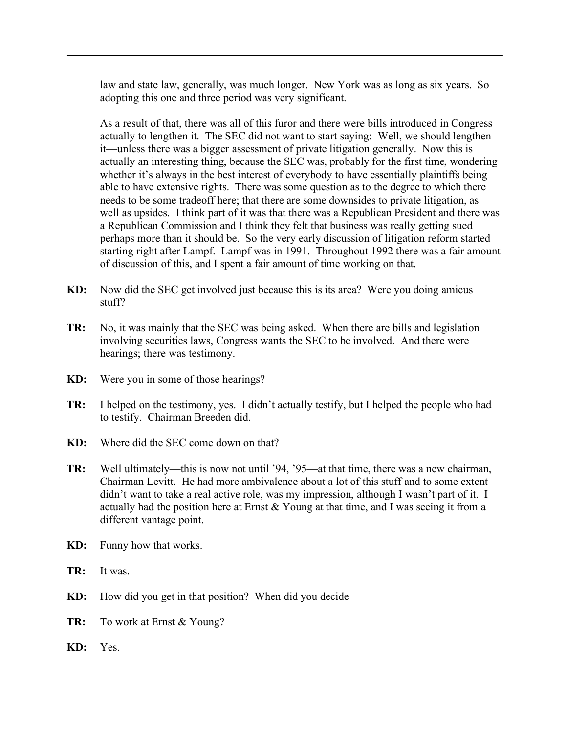law and state law, generally, was much longer. New York was as long as six years. So adopting this one and three period was very significant.

As a result of that, there was all of this furor and there were bills introduced in Congress actually to lengthen it. The SEC did not want to start saying: Well, we should lengthen it—unless there was a bigger assessment of private litigation generally. Now this is actually an interesting thing, because the SEC was, probably for the first time, wondering whether it's always in the best interest of everybody to have essentially plaintiffs being able to have extensive rights. There was some question as to the degree to which there needs to be some tradeoff here; that there are some downsides to private litigation, as well as upsides. I think part of it was that there was a Republican President and there was a Republican Commission and I think they felt that business was really getting sued perhaps more than it should be. So the very early discussion of litigation reform started starting right after Lampf. Lampf was in 1991. Throughout 1992 there was a fair amount of discussion of this, and I spent a fair amount of time working on that.

**KD:** Now did the SEC get involved just because this is its area? Were you doing amicus stuff?

**TR:** No, it was mainly that the SEC was being asked. When there are bills and legislation involving securities laws, Congress wants the SEC to be involved. And there were hearings; there was testimony.

**KD:** Were you in some of those hearings?

**TR:** I helped on the testimony, yes. I didn't actually testify, but I helped the people who had to testify. Chairman Breeden did.

**KD:** Where did the SEC come down on that?

**TR:** Well ultimately—this is now not until '94, '95—at that time, there was a new chairman, Chairman Levitt. He had more ambivalence about a lot of this stuff and to some extent didn't want to take a real active role, was my impression, although I wasn't part of it. I actually had the position here at Ernst & Young at that time, and I was seeing it from a different vantage point.

**KD:** Funny how that works.

**TR:** It was.

**KD:** How did you get in that position? When did you decide—

**TR:** To work at Ernst & Young?

**KD:** Yes.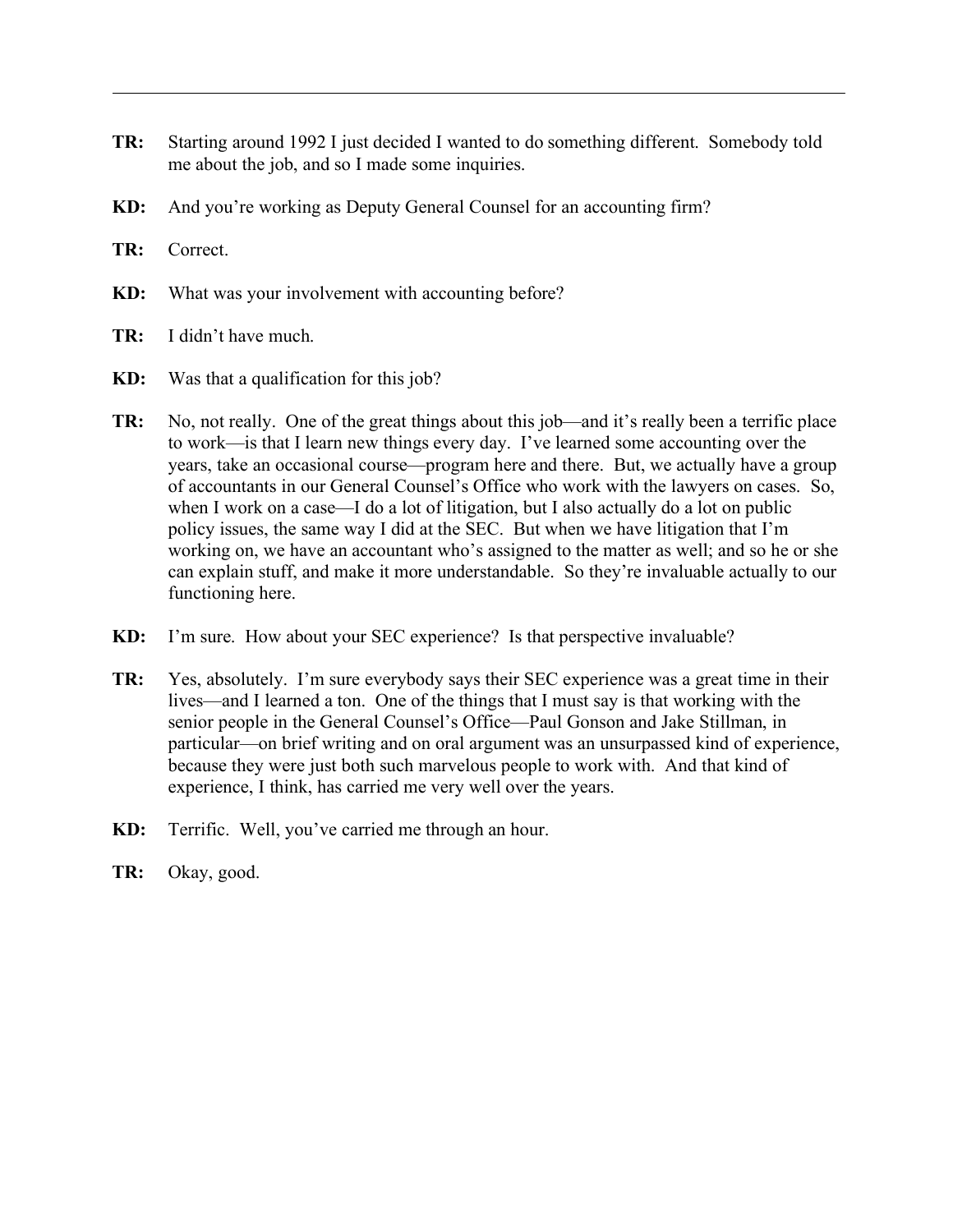**TR:** Starting around 1992 I just decided I wanted to do something different. Somebody told me about the job, and so I made some inquiries.

**KD:** And you're working as Deputy General Counsel for an accounting firm?

**TR:** Correct.

**KD:** What was your involvement with accounting before?

**TR:** I didn't have much.

**KD:** Was that a qualification for this job?

**TR:** No, not really. One of the great things about this job—and it's really been a terrific place to work—is that I learn new things every day. I've learned some accounting over the years, take an occasional course—program here and there. But, we actually have a group of accountants in our General Counsel's Office who work with the lawyers on cases. So, when I work on a case—I do a lot of litigation, but I also actually do a lot on public policy issues, the same way I did at the SEC. But when we have litigation that I'm working on, we have an accountant who's assigned to the matter as well; and so he or she can explain stuff, and make it more understandable. So they're invaluable actually to our functioning here.

**KD:** I'm sure. How about your SEC experience? Is that perspective invaluable?

**TR:** Yes, absolutely. I'm sure everybody says their SEC experience was a great time in their lives—and I learned a ton. One of the things that I must say is that working with the senior people in the General Counsel's Office—Paul Gonson and Jake Stillman, in particular—on brief writing and on oral argument was an unsurpassed kind of experience, because they were just both such marvelous people to work with. And that kind of experience, I think, has carried me very well over the years.

**KD:** Terrific. Well, you've carried me through an hour.

**TR:** Okay, good.